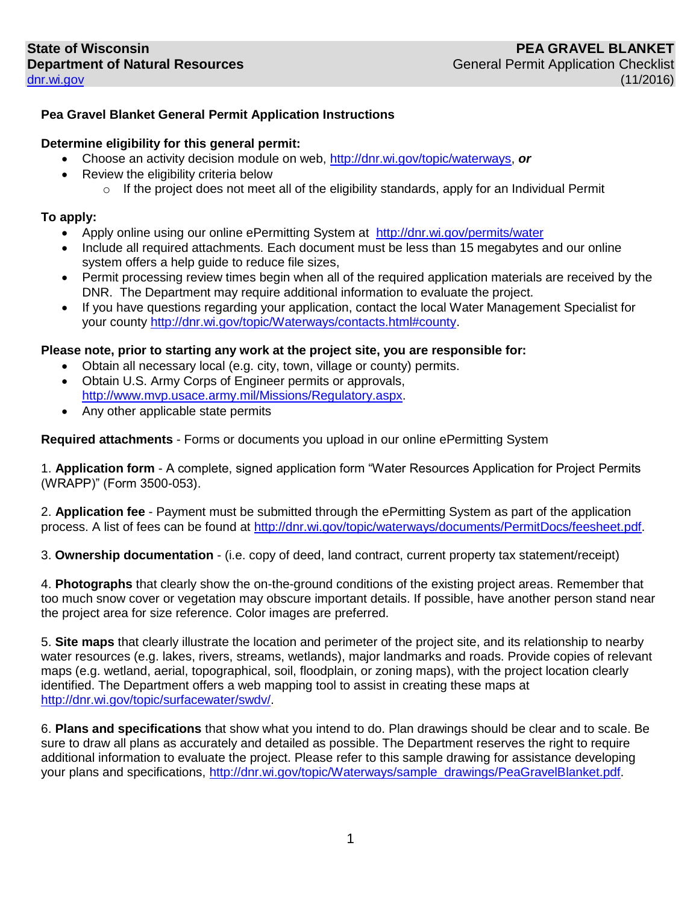**State of Wisconsin**
**Department of Natural Resources**
dnr.wi.gov

**PEA GRAVEL BLANKET**
General Permit Application Checklist
(11/2016)

## Pea Gravel Blanket General Permit Application Instructions

**Determine eligibility for this general permit:**

- Choose an activity decision module on web, http://dnr.wi.gov/topic/waterways, ***or***
- Review the eligibility criteria below
  - If the project does not meet all of the eligibility standards, apply for an Individual Permit

**To apply:**

- Apply online using our online ePermitting System at http://dnr.wi.gov/permits/water
- Include all required attachments. Each document must be less than 15 megabytes and our online system offers a help guide to reduce file sizes,
- Permit processing review times begin when all of the required application materials are received by the DNR. The Department may require additional information to evaluate the project.
- If you have questions regarding your application, contact the local Water Management Specialist for your county http://dnr.wi.gov/topic/Waterways/contacts.html#county.

**Please note, prior to starting any work at the project site, you are responsible for:**

- Obtain all necessary local (e.g. city, town, village or county) permits.
- Obtain U.S. Army Corps of Engineer permits or approvals, http://www.mvp.usace.army.mil/Missions/Regulatory.aspx.
- Any other applicable state permits

**Required attachments** - Forms or documents you upload in our online ePermitting System

1. **Application form** - A complete, signed application form "Water Resources Application for Project Permits (WRAPP)" (Form 3500-053).

2. **Application fee** - Payment must be submitted through the ePermitting System as part of the application process. A list of fees can be found at http://dnr.wi.gov/topic/waterways/documents/PermitDocs/feesheet.pdf.

3. **Ownership documentation** - (i.e. copy of deed, land contract, current property tax statement/receipt)

4. **Photographs** that clearly show the on-the-ground conditions of the existing project areas. Remember that too much snow cover or vegetation may obscure important details. If possible, have another person stand near the project area for size reference. Color images are preferred.

5. **Site maps** that clearly illustrate the location and perimeter of the project site, and its relationship to nearby water resources (e.g. lakes, rivers, streams, wetlands), major landmarks and roads. Provide copies of relevant maps (e.g. wetland, aerial, topographical, soil, floodplain, or zoning maps), with the project location clearly identified. The Department offers a web mapping tool to assist in creating these maps at http://dnr.wi.gov/topic/surfacewater/swdv/.

6. **Plans and specifications** that show what you intend to do. Plan drawings should be clear and to scale. Be sure to draw all plans as accurately and detailed as possible. The Department reserves the right to require additional information to evaluate the project. Please refer to this sample drawing for assistance developing your plans and specifications, http://dnr.wi.gov/topic/Waterways/sample_drawings/PeaGravelBlanket.pdf.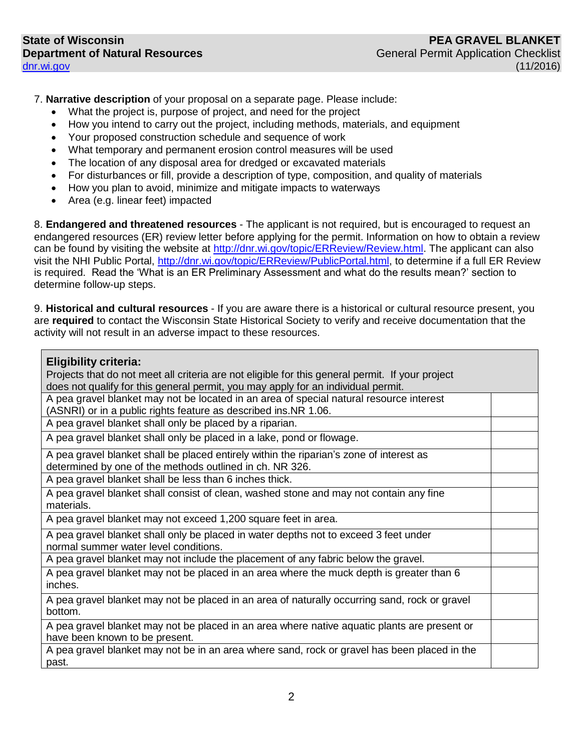7. **Narrative description** of your proposal on a separate page. Please include:
   - What the project is, purpose of project, and need for the project
   - How you intend to carry out the project, including methods, materials, and equipment
   - Your proposed construction schedule and sequence of work
   - What temporary and permanent erosion control measures will be used
   - The location of any disposal area for dredged or excavated materials
   - For disturbances or fill, provide a description of type, composition, and quality of materials
   - How you plan to avoid, minimize and mitigate impacts to waterways
   - Area (e.g. linear feet) impacted

8. **Endangered and threatened resources** - The applicant is not required, but is encouraged to request an endangered resources (ER) review letter before applying for the permit. Information on how to obtain a review can be found by visiting the website at http://dnr.wi.gov/topic/ERReview/Review.html. The applicant can also visit the NHI Public Portal, http://dnr.wi.gov/topic/ERReview/PublicPortal.html, to determine if a full ER Review is required. Read the 'What is an ER Preliminary Assessment and what do the results mean?' section to determine follow-up steps.

9. **Historical and cultural resources** - If you are aware there is a historical or cultural resource present, you are **required** to contact the Wisconsin State Historical Society to verify and receive documentation that the activity will not result in an adverse impact to these resources.

| **Eligibility criteria:** Projects that do not meet all criteria are not eligible for this general permit. If your project does not qualify for this general permit, you may apply for an individual permit. | |
|---|---|
| A pea gravel blanket may not be located in an area of special natural resource interest (ASNRI) or in a public rights feature as described ins.NR 1.06. | |
| A pea gravel blanket shall only be placed by a riparian. | |
| A pea gravel blanket shall only be placed in a lake, pond or flowage. | |
| A pea gravel blanket shall be placed entirely within the riparian's zone of interest as determined by one of the methods outlined in ch. NR 326. | |
| A pea gravel blanket shall be less than 6 inches thick. | |
| A pea gravel blanket shall consist of clean, washed stone and may not contain any fine materials. | |
| A pea gravel blanket may not exceed 1,200 square feet in area. | |
| A pea gravel blanket shall only be placed in water depths not to exceed 3 feet under normal summer water level conditions. | |
| A pea gravel blanket may not include the placement of any fabric below the gravel. | |
| A pea gravel blanket may not be placed in an area where the muck depth is greater than 6 inches. | |
| A pea gravel blanket may not be placed in an area of naturally occurring sand, rock or gravel bottom. | |
| A pea gravel blanket may not be placed in an area where native aquatic plants are present or have been known to be present. | |
| A pea gravel blanket may not be in an area where sand, rock or gravel has been placed in the past. | |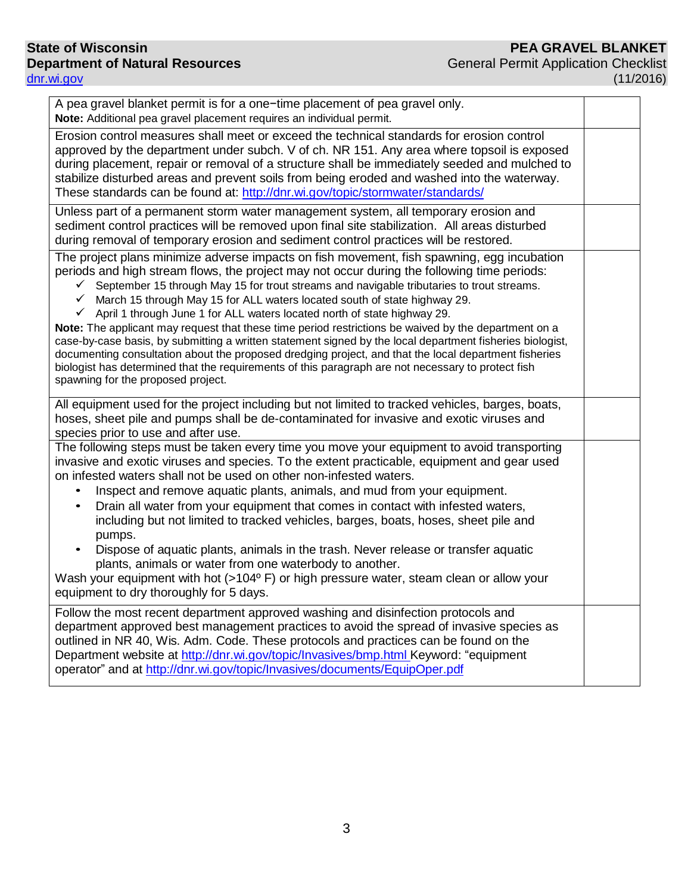| | |
|---|---|
| A pea gravel blanket permit is for a one−time placement of pea gravel only.<br>**Note:** Additional pea gravel placement requires an individual permit. | |
| Erosion control measures shall meet or exceed the technical standards for erosion control approved by the department under subch. V of ch. NR 151. Any area where topsoil is exposed during placement, repair or removal of a structure shall be immediately seeded and mulched to stabilize disturbed areas and prevent soils from being eroded and washed into the waterway. These standards can be found at: http://dnr.wi.gov/topic/stormwater/standards/ | |
| Unless part of a permanent storm water management system, all temporary erosion and sediment control practices will be removed upon final site stabilization. All areas disturbed during removal of temporary erosion and sediment control practices will be restored. | |
| The project plans minimize adverse impacts on fish movement, fish spawning, egg incubation periods and high stream flows, the project may not occur during the following time periods:<br>✓ September 15 through May 15 for trout streams and navigable tributaries to trout streams.<br>✓ March 15 through May 15 for ALL waters located south of state highway 29.<br>✓ April 1 through June 1 for ALL waters located north of state highway 29.<br>**Note:** The applicant may request that these time period restrictions be waived by the department on a case-by-case basis, by submitting a written statement signed by the local department fisheries biologist, documenting consultation about the proposed dredging project, and that the local department fisheries biologist has determined that the requirements of this paragraph are not necessary to protect fish spawning for the proposed project. | |
| All equipment used for the project including but not limited to tracked vehicles, barges, boats, hoses, sheet pile and pumps shall be de-contaminated for invasive and exotic viruses and species prior to use and after use. | |
| The following steps must be taken every time you move your equipment to avoid transporting invasive and exotic viruses and species. To the extent practicable, equipment and gear used on infested waters shall not be used on other non-infested waters.<br>• Inspect and remove aquatic plants, animals, and mud from your equipment.<br>• Drain all water from your equipment that comes in contact with infested waters, including but not limited to tracked vehicles, barges, boats, hoses, sheet pile and pumps.<br>• Dispose of aquatic plants, animals in the trash. Never release or transfer aquatic plants, animals or water from one waterbody to another.<br>Wash your equipment with hot (>104º F) or high pressure water, steam clean or allow your equipment to dry thoroughly for 5 days. | |
| Follow the most recent department approved washing and disinfection protocols and department approved best management practices to avoid the spread of invasive species as outlined in NR 40, Wis. Adm. Code. These protocols and practices can be found on the Department website at http://dnr.wi.gov/topic/Invasives/bmp.html Keyword: "equipment operator" and at http://dnr.wi.gov/topic/Invasives/documents/EquipOper.pdf | |